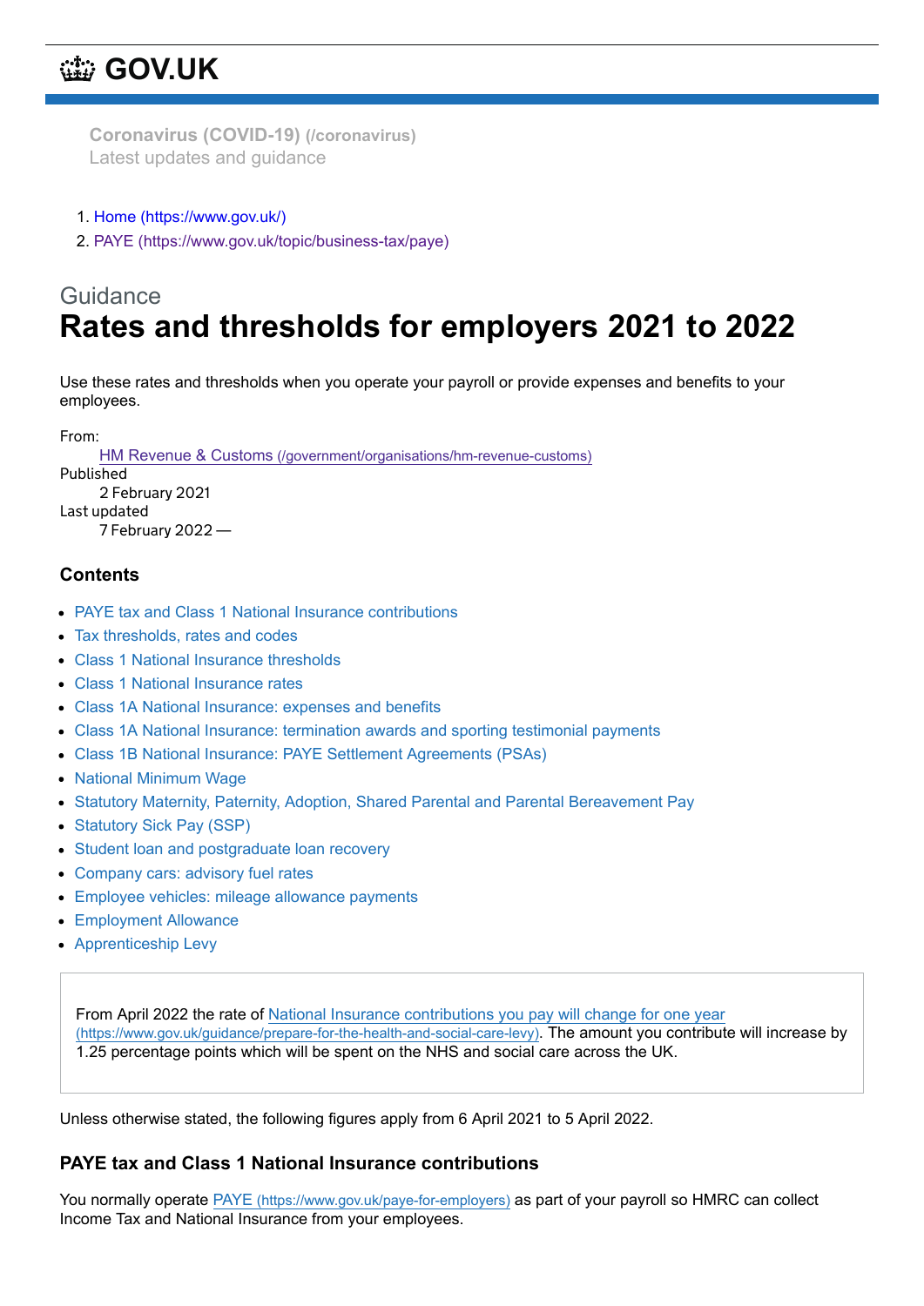# GOV.UK

**Coronavirus (COVID-19) (/coronavirus)**
Latest updates and guidance

1. Home (https://www.gov.uk/)
2. PAYE (https://www.gov.uk/topic/business-tax/paye)

Guidance

# Rates and thresholds for employers 2021 to 2022

Use these rates and thresholds when you operate your payroll or provide expenses and benefits to your employees.

From:
HM Revenue & Customs (/government/organisations/hm-revenue-customs)
Published
2 February 2021
Last updated
7 February 2022 —

## Contents

- PAYE tax and Class 1 National Insurance contributions
- Tax thresholds, rates and codes
- Class 1 National Insurance thresholds
- Class 1 National Insurance rates
- Class 1A National Insurance: expenses and benefits
- Class 1A National Insurance: termination awards and sporting testimonial payments
- Class 1B National Insurance: PAYE Settlement Agreements (PSAs)
- National Minimum Wage
- Statutory Maternity, Paternity, Adoption, Shared Parental and Parental Bereavement Pay
- Statutory Sick Pay (SSP)
- Student loan and postgraduate loan recovery
- Company cars: advisory fuel rates
- Employee vehicles: mileage allowance payments
- Employment Allowance
- Apprenticeship Levy

From April 2022 the rate of National Insurance contributions you pay will change for one year (https://www.gov.uk/guidance/prepare-for-the-health-and-social-care-levy). The amount you contribute will increase by 1.25 percentage points which will be spent on the NHS and social care across the UK.

Unless otherwise stated, the following figures apply from 6 April 2021 to 5 April 2022.

### PAYE tax and Class 1 National Insurance contributions

You normally operate PAYE (https://www.gov.uk/paye-for-employers) as part of your payroll so HMRC can collect Income Tax and National Insurance from your employees.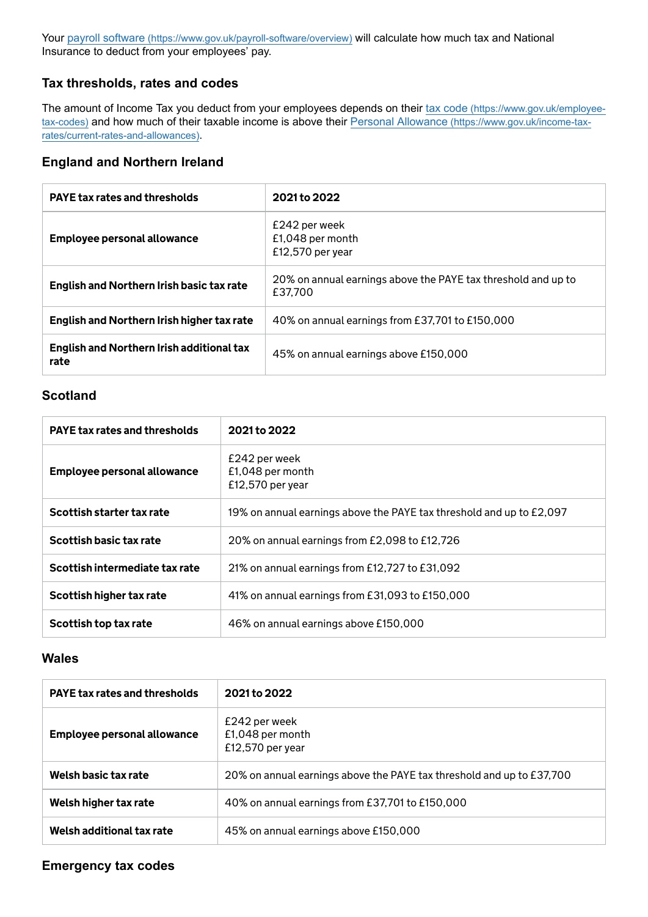Your [payroll software (https://www.gov.uk/payroll-software/overview)](https://www.gov.uk/payroll-software/overview) will calculate how much tax and National Insurance to deduct from your employees' pay.

## Tax thresholds, rates and codes

The amount of Income Tax you deduct from your employees depends on their [tax code (https://www.gov.uk/employee-tax-codes)](https://www.gov.uk/employee-tax-codes) and how much of their taxable income is above their [Personal Allowance (https://www.gov.uk/income-tax-rates/current-rates-and-allowances)](https://www.gov.uk/income-tax-rates/current-rates-and-allowances).

### England and Northern Ireland

| PAYE tax rates and thresholds | 2021 to 2022 |
|---|---|
| **Employee personal allowance** | £242 per week<br>£1,048 per month<br>£12,570 per year |
| **English and Northern Irish basic tax rate** | 20% on annual earnings above the PAYE tax threshold and up to £37,700 |
| **English and Northern Irish higher tax rate** | 40% on annual earnings from £37,701 to £150,000 |
| **English and Northern Irish additional tax rate** | 45% on annual earnings above £150,000 |

### Scotland

| PAYE tax rates and thresholds | 2021 to 2022 |
|---|---|
| **Employee personal allowance** | £242 per week<br>£1,048 per month<br>£12,570 per year |
| **Scottish starter tax rate** | 19% on annual earnings above the PAYE tax threshold and up to £2,097 |
| **Scottish basic tax rate** | 20% on annual earnings from £2,098 to £12,726 |
| **Scottish intermediate tax rate** | 21% on annual earnings from £12,727 to £31,092 |
| **Scottish higher tax rate** | 41% on annual earnings from £31,093 to £150,000 |
| **Scottish top tax rate** | 46% on annual earnings above £150,000 |

### Wales

| PAYE tax rates and thresholds | 2021 to 2022 |
|---|---|
| **Employee personal allowance** | £242 per week<br>£1,048 per month<br>£12,570 per year |
| **Welsh basic tax rate** | 20% on annual earnings above the PAYE tax threshold and up to £37,700 |
| **Welsh higher tax rate** | 40% on annual earnings from £37,701 to £150,000 |
| **Welsh additional tax rate** | 45% on annual earnings above £150,000 |

### Emergency tax codes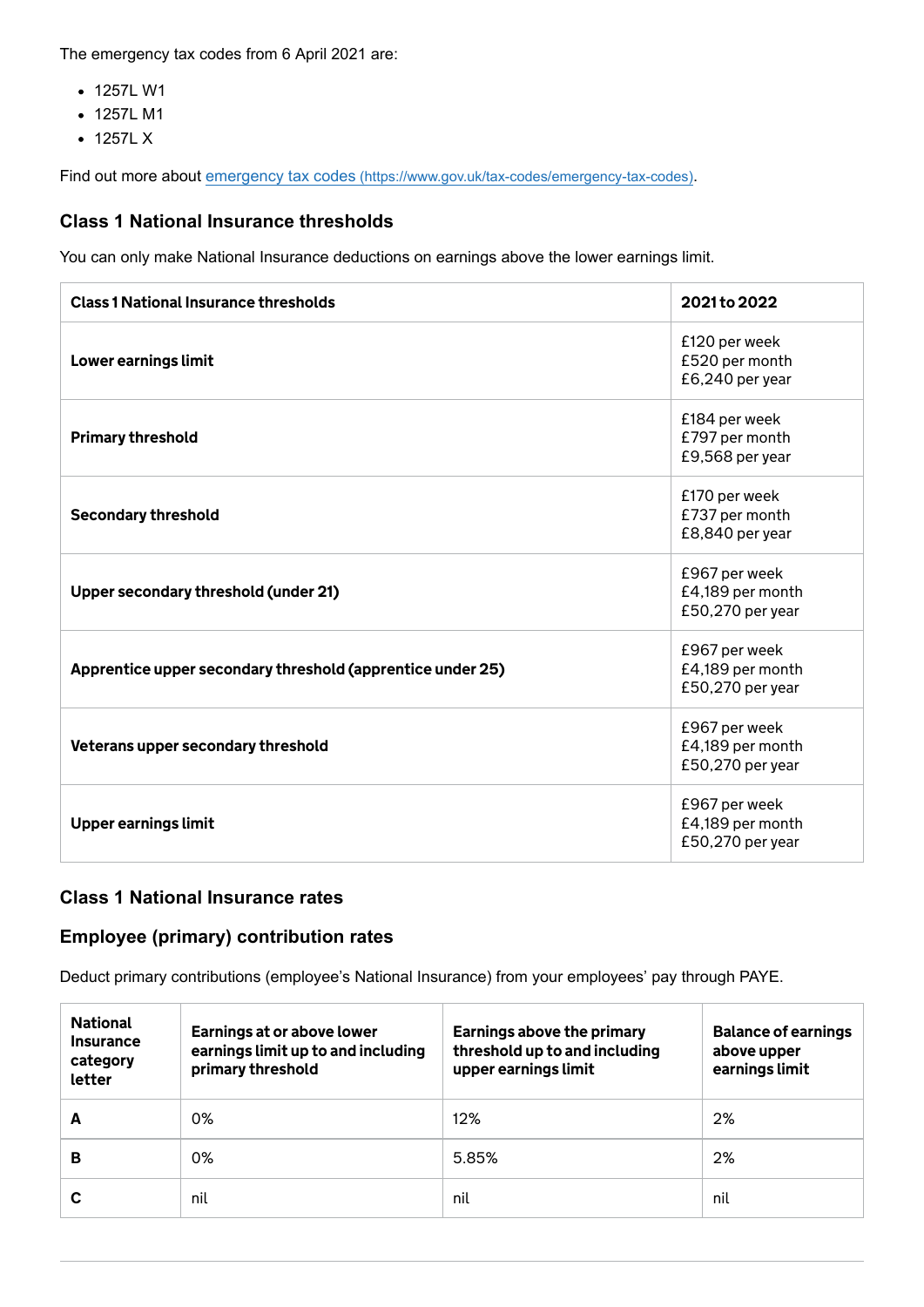The emergency tax codes from 6 April 2021 are:

- 1257L W1
- 1257L M1
- 1257L X

Find out more about [emergency tax codes (https://www.gov.uk/tax-codes/emergency-tax-codes)](https://www.gov.uk/tax-codes/emergency-tax-codes).

### Class 1 National Insurance thresholds

You can only make National Insurance deductions on earnings above the lower earnings limit.

| Class 1 National Insurance thresholds | 2021 to 2022 |
|---|---|
| **Lower earnings limit** | £120 per week<br>£520 per month<br>£6,240 per year |
| **Primary threshold** | £184 per week<br>£797 per month<br>£9,568 per year |
| **Secondary threshold** | £170 per week<br>£737 per month<br>£8,840 per year |
| **Upper secondary threshold (under 21)** | £967 per week<br>£4,189 per month<br>£50,270 per year |
| **Apprentice upper secondary threshold (apprentice under 25)** | £967 per week<br>£4,189 per month<br>£50,270 per year |
| **Veterans upper secondary threshold** | £967 per week<br>£4,189 per month<br>£50,270 per year |
| **Upper earnings limit** | £967 per week<br>£4,189 per month<br>£50,270 per year |

### Class 1 National Insurance rates

### Employee (primary) contribution rates

Deduct primary contributions (employee's National Insurance) from your employees' pay through PAYE.

| National Insurance category letter | Earnings at or above lower earnings limit up to and including primary threshold | Earnings above the primary threshold up to and including upper earnings limit | Balance of earnings above upper earnings limit |
|---|---|---|---|
| **A** | 0% | 12% | 2% |
| **B** | 0% | 5.85% | 2% |
| **C** | nil | nil | nil |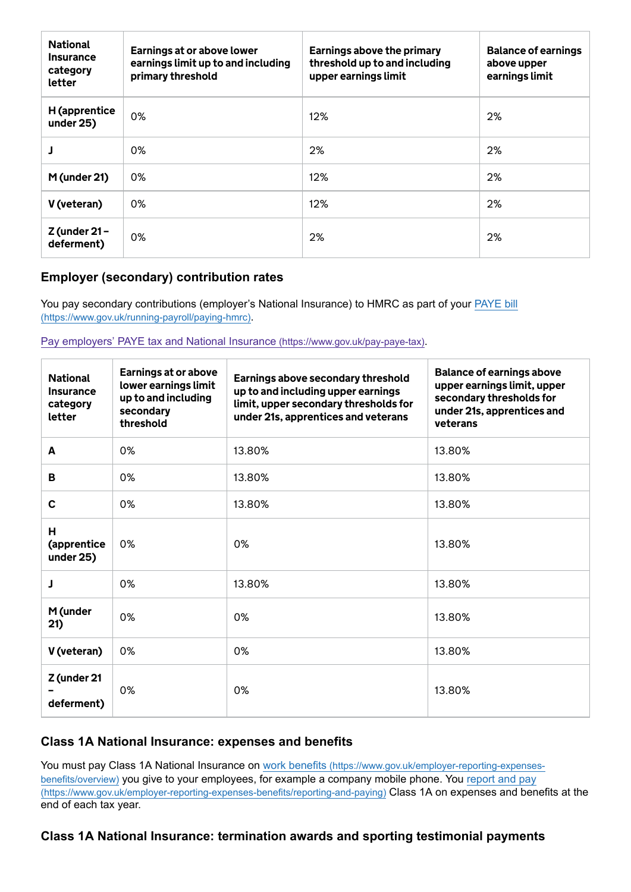| National Insurance category letter | Earnings at or above lower earnings limit up to and including primary threshold | Earnings above the primary threshold up to and including upper earnings limit | Balance of earnings above upper earnings limit |
|---|---|---|---|
| H (apprentice under 25) | 0% | 12% | 2% |
| J | 0% | 2% | 2% |
| M (under 21) | 0% | 12% | 2% |
| V (veteran) | 0% | 12% | 2% |
| Z (under 21 – deferment) | 0% | 2% | 2% |

### Employer (secondary) contribution rates

You pay secondary contributions (employer's National Insurance) to HMRC as part of your [PAYE bill (https://www.gov.uk/running-payroll/paying-hmrc)](https://www.gov.uk/running-payroll/paying-hmrc).

[Pay employers' PAYE tax and National Insurance (https://www.gov.uk/pay-paye-tax)](https://www.gov.uk/pay-paye-tax).

| National Insurance category letter | Earnings at or above lower earnings limit up to and including secondary threshold | Earnings above secondary threshold up to and including upper earnings limit, upper secondary thresholds for under 21s, apprentices and veterans | Balance of earnings above upper earnings limit, upper secondary thresholds for under 21s, apprentices and veterans |
|---|---|---|---|
| A | 0% | 13.80% | 13.80% |
| B | 0% | 13.80% | 13.80% |
| C | 0% | 13.80% | 13.80% |
| H (apprentice under 25) | 0% | 0% | 13.80% |
| J | 0% | 13.80% | 13.80% |
| M (under 21) | 0% | 0% | 13.80% |
| V (veteran) | 0% | 0% | 13.80% |
| Z (under 21 – deferment) | 0% | 0% | 13.80% |

### Class 1A National Insurance: expenses and benefits

You must pay Class 1A National Insurance on [work benefits (https://www.gov.uk/employer-reporting-expenses-benefits/overview)](https://www.gov.uk/employer-reporting-expenses-benefits/overview) you give to your employees, for example a company mobile phone. You [report and pay (https://www.gov.uk/employer-reporting-expenses-benefits/reporting-and-paying)](https://www.gov.uk/employer-reporting-expenses-benefits/reporting-and-paying) Class 1A on expenses and benefits at the end of each tax year.

### Class 1A National Insurance: termination awards and sporting testimonial payments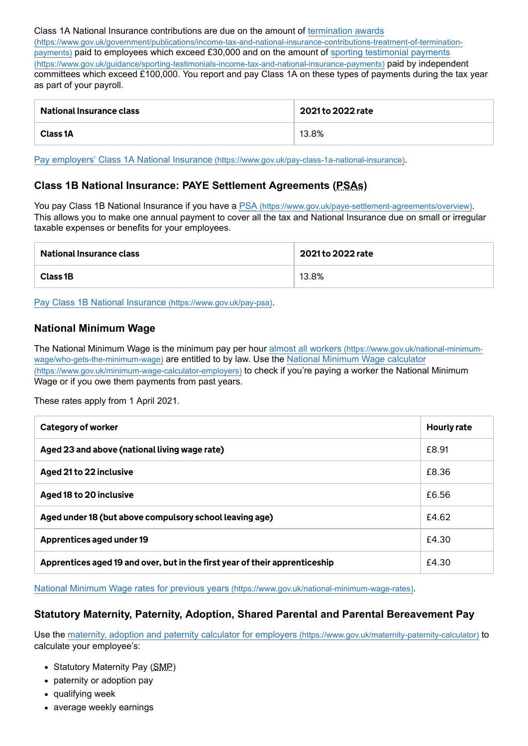Class 1A National Insurance contributions are due on the amount of [termination awards (https://www.gov.uk/government/publications/income-tax-and-national-insurance-contributions-treatment-of-termination-payments)](https://www.gov.uk/government/publications/income-tax-and-national-insurance-contributions-treatment-of-termination-payments) paid to employees which exceed £30,000 and on the amount of [sporting testimonial payments (https://www.gov.uk/guidance/sporting-testimonials-income-tax-and-national-insurance-payments)](https://www.gov.uk/guidance/sporting-testimonials-income-tax-and-national-insurance-payments) paid by independent committees which exceed £100,000. You report and pay Class 1A on these types of payments during the tax year as part of your payroll.

| National Insurance class | 2021 to 2022 rate |
| --- | --- |
| **Class 1A** | 13.8% |

[Pay employers' Class 1A National Insurance (https://www.gov.uk/pay-class-1a-national-insurance)](https://www.gov.uk/pay-class-1a-national-insurance).

### Class 1B National Insurance: PAYE Settlement Agreements (PSAs)

You pay Class 1B National Insurance if you have a [PSA (https://www.gov.uk/paye-settlement-agreements/overview)](https://www.gov.uk/paye-settlement-agreements/overview). This allows you to make one annual payment to cover all the tax and National Insurance due on small or irregular taxable expenses or benefits for your employees.

| National Insurance class | 2021 to 2022 rate |
| --- | --- |
| **Class 1B** | 13.8% |

[Pay Class 1B National Insurance (https://www.gov.uk/pay-psa)](https://www.gov.uk/pay-psa).

### National Minimum Wage

The National Minimum Wage is the minimum pay per hour [almost all workers (https://www.gov.uk/national-minimum-wage/who-gets-the-minimum-wage)](https://www.gov.uk/national-minimum-wage/who-gets-the-minimum-wage) are entitled to by law. Use the [National Minimum Wage calculator (https://www.gov.uk/minimum-wage-calculator-employers)](https://www.gov.uk/minimum-wage-calculator-employers) to check if you're paying a worker the National Minimum Wage or if you owe them payments from past years.

These rates apply from 1 April 2021.

| Category of worker | Hourly rate |
| --- | --- |
| **Aged 23 and above (national living wage rate)** | £8.91 |
| **Aged 21 to 22 inclusive** | £8.36 |
| **Aged 18 to 20 inclusive** | £6.56 |
| **Aged under 18 (but above compulsory school leaving age)** | £4.62 |
| **Apprentices aged under 19** | £4.30 |
| **Apprentices aged 19 and over, but in the first year of their apprenticeship** | £4.30 |

[National Minimum Wage rates for previous years (https://www.gov.uk/national-minimum-wage-rates)](https://www.gov.uk/national-minimum-wage-rates).

### Statutory Maternity, Paternity, Adoption, Shared Parental and Parental Bereavement Pay

Use the [maternity, adoption and paternity calculator for employers (https://www.gov.uk/maternity-paternity-calculator)](https://www.gov.uk/maternity-paternity-calculator) to calculate your employee's:

- Statutory Maternity Pay (SMP)
- paternity or adoption pay
- qualifying week
- average weekly earnings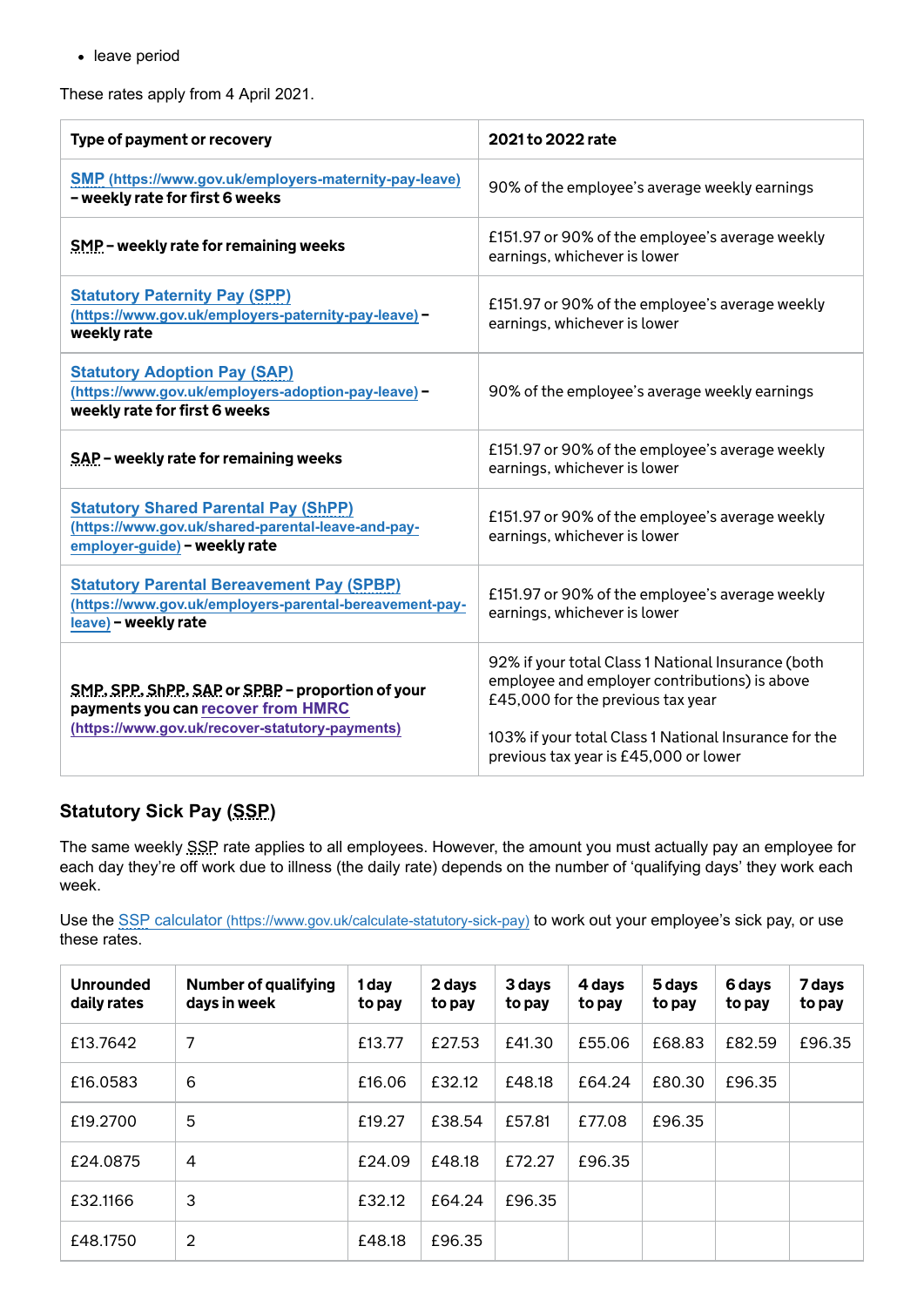- leave period

These rates apply from 4 April 2021.

| Type of payment or recovery | 2021 to 2022 rate |
|---|---|
| **SMP (https://www.gov.uk/employers-maternity-pay-leave) – weekly rate for first 6 weeks** | 90% of the employee's average weekly earnings |
| **SMP – weekly rate for remaining weeks** | £151.97 or 90% of the employee's average weekly earnings, whichever is lower |
| **Statutory Paternity Pay (SPP) (https://www.gov.uk/employers-paternity-pay-leave) – weekly rate** | £151.97 or 90% of the employee's average weekly earnings, whichever is lower |
| **Statutory Adoption Pay (SAP) (https://www.gov.uk/employers-adoption-pay-leave) – weekly rate for first 6 weeks** | 90% of the employee's average weekly earnings |
| **SAP – weekly rate for remaining weeks** | £151.97 or 90% of the employee's average weekly earnings, whichever is lower |
| **Statutory Shared Parental Pay (ShPP) (https://www.gov.uk/shared-parental-leave-and-pay-employer-guide) – weekly rate** | £151.97 or 90% of the employee's average weekly earnings, whichever is lower |
| **Statutory Parental Bereavement Pay (SPBP) (https://www.gov.uk/employers-parental-bereavement-pay-leave) – weekly rate** | £151.97 or 90% of the employee's average weekly earnings, whichever is lower |
| **SMP, SPP, ShPP, SAP or SPBP – proportion of your payments you can recover from HMRC (https://www.gov.uk/recover-statutory-payments)** | 92% if your total Class 1 National Insurance (both employee and employer contributions) is above £45,000 for the previous tax year<br><br>103% if your total Class 1 National Insurance for the previous tax year is £45,000 or lower |

## Statutory Sick Pay (SSP)

The same weekly SSP rate applies to all employees. However, the amount you must actually pay an employee for each day they're off work due to illness (the daily rate) depends on the number of 'qualifying days' they work each week.

Use the SSP calculator (https://www.gov.uk/calculate-statutory-sick-pay) to work out your employee's sick pay, or use these rates.

| Unrounded daily rates | Number of qualifying days in week | 1 day to pay | 2 days to pay | 3 days to pay | 4 days to pay | 5 days to pay | 6 days to pay | 7 days to pay |
|---|---|---|---|---|---|---|---|---|
| £13.7642 | 7 | £13.77 | £27.53 | £41.30 | £55.06 | £68.83 | £82.59 | £96.35 |
| £16.0583 | 6 | £16.06 | £32.12 | £48.18 | £64.24 | £80.30 | £96.35 | |
| £19.2700 | 5 | £19.27 | £38.54 | £57.81 | £77.08 | £96.35 | | |
| £24.0875 | 4 | £24.09 | £48.18 | £72.27 | £96.35 | | | |
| £32.1166 | 3 | £32.12 | £64.24 | £96.35 | | | | |
| £48.1750 | 2 | £48.18 | £96.35 | | | | | |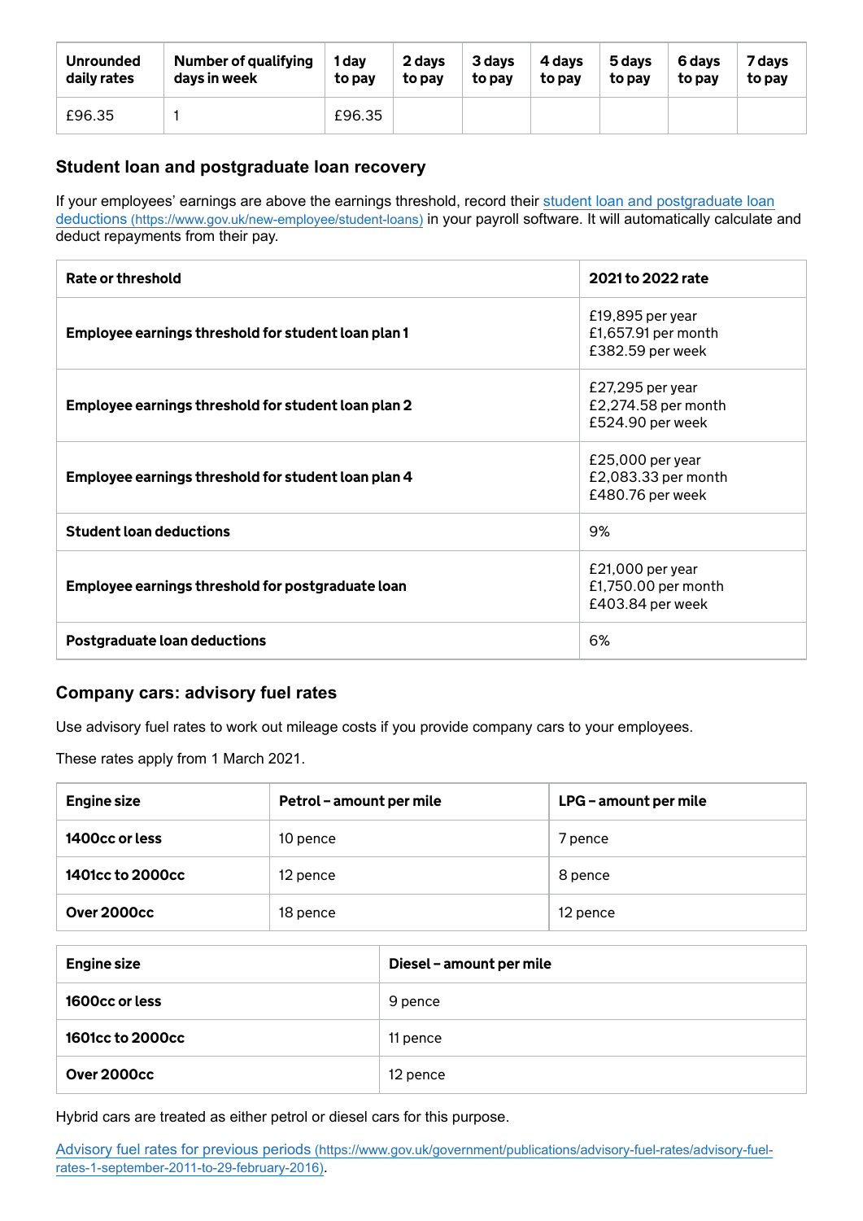| Unrounded daily rates | Number of qualifying days in week | 1 day to pay | 2 days to pay | 3 days to pay | 4 days to pay | 5 days to pay | 6 days to pay | 7 days to pay |
|---|---|---|---|---|---|---|---|---|
| £96.35 | 1 | £96.35 | | | | | | |

### Student loan and postgraduate loan recovery

If your employees' earnings are above the earnings threshold, record their [student loan and postgraduate loan deductions (https://www.gov.uk/new-employee/student-loans)](https://www.gov.uk/new-employee/student-loans) in your payroll software. It will automatically calculate and deduct repayments from their pay.

| Rate or threshold | 2021 to 2022 rate |
|---|---|
| **Employee earnings threshold for student loan plan 1** | £19,895 per year<br>£1,657.91 per month<br>£382.59 per week |
| **Employee earnings threshold for student loan plan 2** | £27,295 per year<br>£2,274.58 per month<br>£524.90 per week |
| **Employee earnings threshold for student loan plan 4** | £25,000 per year<br>£2,083.33 per month<br>£480.76 per week |
| **Student loan deductions** | 9% |
| **Employee earnings threshold for postgraduate loan** | £21,000 per year<br>£1,750.00 per month<br>£403.84 per week |
| **Postgraduate loan deductions** | 6% |

### Company cars: advisory fuel rates

Use advisory fuel rates to work out mileage costs if you provide company cars to your employees.

These rates apply from 1 March 2021.

| Engine size | Petrol – amount per mile | LPG – amount per mile |
|---|---|---|
| **1400cc or less** | 10 pence | 7 pence |
| **1401cc to 2000cc** | 12 pence | 8 pence |
| **Over 2000cc** | 18 pence | 12 pence |

| Engine size | Diesel – amount per mile |
|---|---|
| **1600cc or less** | 9 pence |
| **1601cc to 2000cc** | 11 pence |
| **Over 2000cc** | 12 pence |

Hybrid cars are treated as either petrol or diesel cars for this purpose.

[Advisory fuel rates for previous periods (https://www.gov.uk/government/publications/advisory-fuel-rates/advisory-fuel-rates-1-september-2011-to-29-february-2016)](https://www.gov.uk/government/publications/advisory-fuel-rates/advisory-fuel-rates-1-september-2011-to-29-february-2016).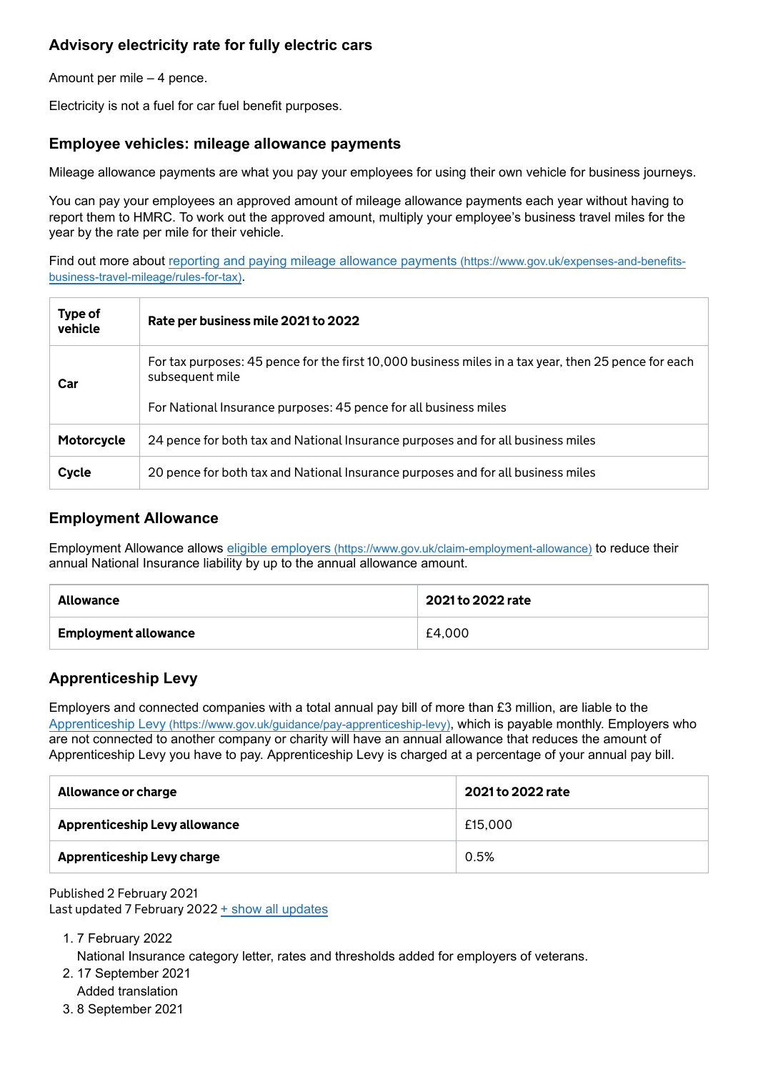### Advisory electricity rate for fully electric cars

Amount per mile – 4 pence.

Electricity is not a fuel for car fuel benefit purposes.

### Employee vehicles: mileage allowance payments

Mileage allowance payments are what you pay your employees for using their own vehicle for business journeys.

You can pay your employees an approved amount of mileage allowance payments each year without having to report them to HMRC. To work out the approved amount, multiply your employee's business travel miles for the year by the rate per mile for their vehicle.

Find out more about [reporting and paying mileage allowance payments (https://www.gov.uk/expenses-and-benefits-business-travel-mileage/rules-for-tax)](https://www.gov.uk/expenses-and-benefits-business-travel-mileage/rules-for-tax).

| Type of vehicle | Rate per business mile 2021 to 2022 |
| --- | --- |
| **Car** | For tax purposes: 45 pence for the first 10,000 business miles in a tax year, then 25 pence for each subsequent mile<br><br>For National Insurance purposes: 45 pence for all business miles |
| **Motorcycle** | 24 pence for both tax and National Insurance purposes and for all business miles |
| **Cycle** | 20 pence for both tax and National Insurance purposes and for all business miles |

### Employment Allowance

Employment Allowance allows [eligible employers (https://www.gov.uk/claim-employment-allowance)](https://www.gov.uk/claim-employment-allowance) to reduce their annual National Insurance liability by up to the annual allowance amount.

| Allowance | 2021 to 2022 rate |
| --- | --- |
| **Employment allowance** | £4,000 |

### Apprenticeship Levy

Employers and connected companies with a total annual pay bill of more than £3 million, are liable to the [Apprenticeship Levy (https://www.gov.uk/guidance/pay-apprenticeship-levy)](https://www.gov.uk/guidance/pay-apprenticeship-levy), which is payable monthly. Employers who are not connected to another company or charity will have an annual allowance that reduces the amount of Apprenticeship Levy you have to pay. Apprenticeship Levy is charged at a percentage of your annual pay bill.

| Allowance or charge | 2021 to 2022 rate |
| --- | --- |
| **Apprenticeship Levy allowance** | £15,000 |
| **Apprenticeship Levy charge** | 0.5% |

Published 2 February 2021
Last updated 7 February 2022 + show all updates

1. 7 February 2022
   National Insurance category letter, rates and thresholds added for employers of veterans.
2. 17 September 2021
   Added translation
3. 8 September 2021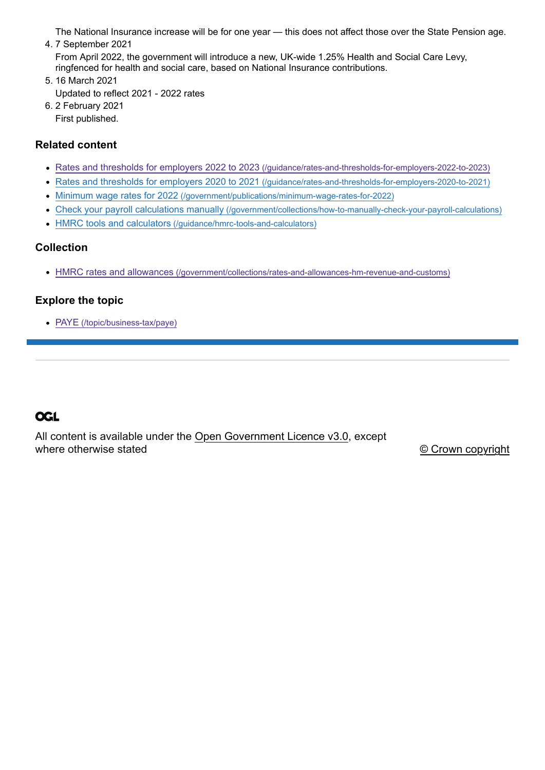The National Insurance increase will be for one year — this does not affect those over the State Pension age.

4. 7 September 2021

   From April 2022, the government will introduce a new, UK-wide 1.25% Health and Social Care Levy, ringfenced for health and social care, based on National Insurance contributions.

5. 16 March 2021

   Updated to reflect 2021 - 2022 rates

6. 2 February 2021

   First published.

### Related content

- Rates and thresholds for employers 2022 to 2023 (/guidance/rates-and-thresholds-for-employers-2022-to-2023)
- Rates and thresholds for employers 2020 to 2021 (/guidance/rates-and-thresholds-for-employers-2020-to-2021)
- Minimum wage rates for 2022 (/government/publications/minimum-wage-rates-for-2022)
- Check your payroll calculations manually (/government/collections/how-to-manually-check-your-payroll-calculations)
- HMRC tools and calculators (/guidance/hmrc-tools-and-calculators)

### Collection

- HMRC rates and allowances (/government/collections/rates-and-allowances-hm-revenue-and-customs)

### Explore the topic

- PAYE (/topic/business-tax/paye)

---

OGL

All content is available under the Open Government Licence v3.0, except where otherwise stated

© Crown copyright